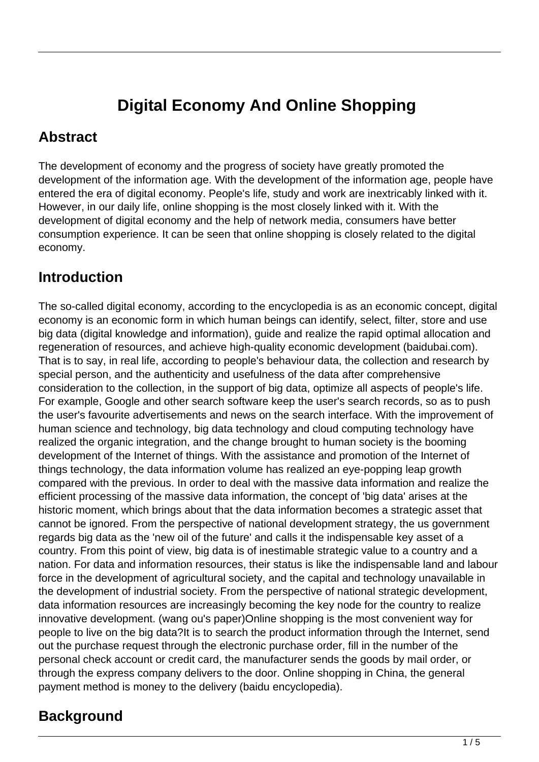# Digital Economy And Online Shopping

## Abstract

The development of economy and the progress of society have greatly promoted the development of the information age. With the development of the information age, people have entered the era of digital economy. People's life, study and work are inextricably linked with it. However, in our daily life, online shopping is the most closely linked with it. With the development of digital economy and the help of network media, consumers have better consumption experience. It can be seen that online shopping is closely related to the digital economy.

## Introduction

The so-called digital economy, according to the encyclopedia is as an economic concept, digital economy is an economic form in which human beings can identify, select, filter, store and use big data (digital knowledge and information), guide and realize the rapid optimal allocation and regeneration of resources, and achieve high-quality economic development (baidubai.com). That is to say, in real life, according to people's behaviour data, the collection and research by special person, and the authenticity and usefulness of the data after comprehensive consideration to the collection, in the support of big data, optimize all aspects of people's life. For example, Google and other search software keep the user's search records, so as to push the user's favourite advertisements and news on the search interface. With the improvement of human science and technology, big data technology and cloud computing technology have realized the organic integration, and the change brought to human society is the booming development of the Internet of things. With the assistance and promotion of the Internet of things technology, the data information volume has realized an eye-popping leap growth compared with the previous. In order to deal with the massive data information and realize the efficient processing of the massive data information, the concept of 'big data' arises at the historic moment, which brings about that the data information becomes a strategic asset that cannot be ignored. From the perspective of national development strategy, the us government regards big data as the 'new oil of the future' and calls it the indispensable key asset of a country. From this point of view, big data is of inestimable strategic value to a country and a nation. For data and information resources, their status is like the indispensable land and labour force in the development of agricultural society, and the capital and technology unavailable in the development of industrial society. From the perspective of national strategic development, data information resources are increasingly becoming the key node for the country to realize innovative development. (wang ou's paper)Online shopping is the most convenient way for people to live on the big data?It is to search the product information through the Internet, send out the purchase request through the electronic purchase order, fill in the number of the personal check account or credit card, the manufacturer sends the goods by mail order, or through the express company delivers to the door. Online shopping in China, the general payment method is money to the delivery (baidu encyclopedia).

## Background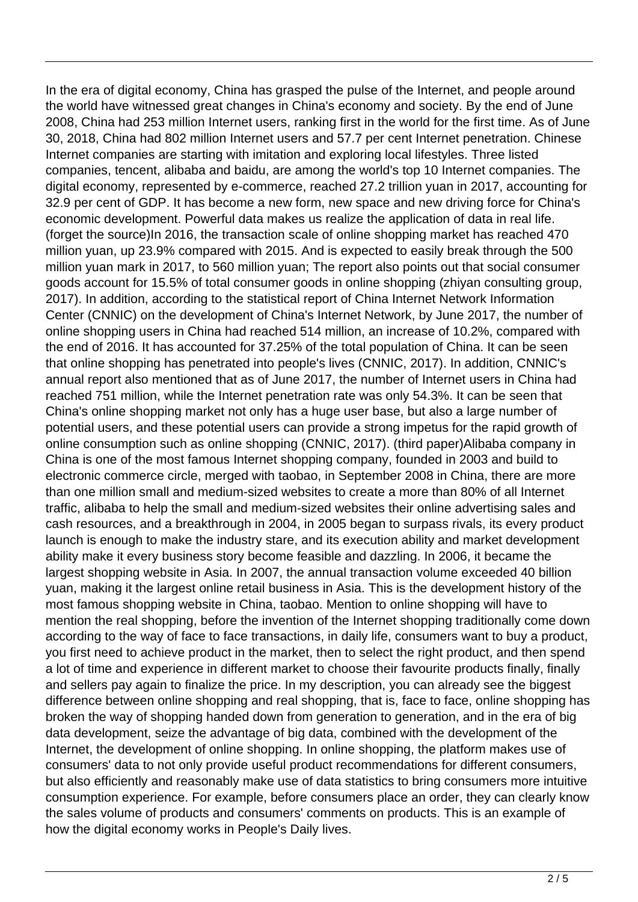In the era of digital economy, China has grasped the pulse of the Internet, and people around the world have witnessed great changes in China's economy and society. By the end of June 2008, China had 253 million Internet users, ranking first in the world for the first time. As of June 30, 2018, China had 802 million Internet users and 57.7 per cent Internet penetration. Chinese Internet companies are starting with imitation and exploring local lifestyles. Three listed companies, tencent, alibaba and baidu, are among the world's top 10 Internet companies. The digital economy, represented by e-commerce, reached 27.2 trillion yuan in 2017, accounting for 32.9 per cent of GDP. It has become a new form, new space and new driving force for China's economic development. Powerful data makes us realize the application of data in real life. (forget the source)In 2016, the transaction scale of online shopping market has reached 470 million yuan, up 23.9% compared with 2015. And is expected to easily break through the 500 million yuan mark in 2017, to 560 million yuan; The report also points out that social consumer goods account for 15.5% of total consumer goods in online shopping (zhiyan consulting group, 2017). In addition, according to the statistical report of China Internet Network Information Center (CNNIC) on the development of China's Internet Network, by June 2017, the number of online shopping users in China had reached 514 million, an increase of 10.2%, compared with the end of 2016. It has accounted for 37.25% of the total population of China. It can be seen that online shopping has penetrated into people's lives (CNNIC, 2017). In addition, CNNIC's annual report also mentioned that as of June 2017, the number of Internet users in China had reached 751 million, while the Internet penetration rate was only 54.3%. It can be seen that China's online shopping market not only has a huge user base, but also a large number of potential users, and these potential users can provide a strong impetus for the rapid growth of online consumption such as online shopping (CNNIC, 2017). (third paper)Alibaba company in China is one of the most famous Internet shopping company, founded in 2003 and build to electronic commerce circle, merged with taobao, in September 2008 in China, there are more than one million small and medium-sized websites to create a more than 80% of all Internet traffic, alibaba to help the small and medium-sized websites their online advertising sales and cash resources, and a breakthrough in 2004, in 2005 began to surpass rivals, its every product launch is enough to make the industry stare, and its execution ability and market development ability make it every business story become feasible and dazzling. In 2006, it became the largest shopping website in Asia. In 2007, the annual transaction volume exceeded 40 billion yuan, making it the largest online retail business in Asia. This is the development history of the most famous shopping website in China, taobao. Mention to online shopping will have to mention the real shopping, before the invention of the Internet shopping traditionally come down according to the way of face to face transactions, in daily life, consumers want to buy a product, you first need to achieve product in the market, then to select the right product, and then spend a lot of time and experience in different market to choose their favourite products finally, finally and sellers pay again to finalize the price. In my description, you can already see the biggest difference between online shopping and real shopping, that is, face to face, online shopping has broken the way of shopping handed down from generation to generation, and in the era of big data development, seize the advantage of big data, combined with the development of the Internet, the development of online shopping. In online shopping, the platform makes use of consumers' data to not only provide useful product recommendations for different consumers, but also efficiently and reasonably make use of data statistics to bring consumers more intuitive consumption experience. For example, before consumers place an order, they can clearly know the sales volume of products and consumers' comments on products. This is an example of how the digital economy works in People's Daily lives.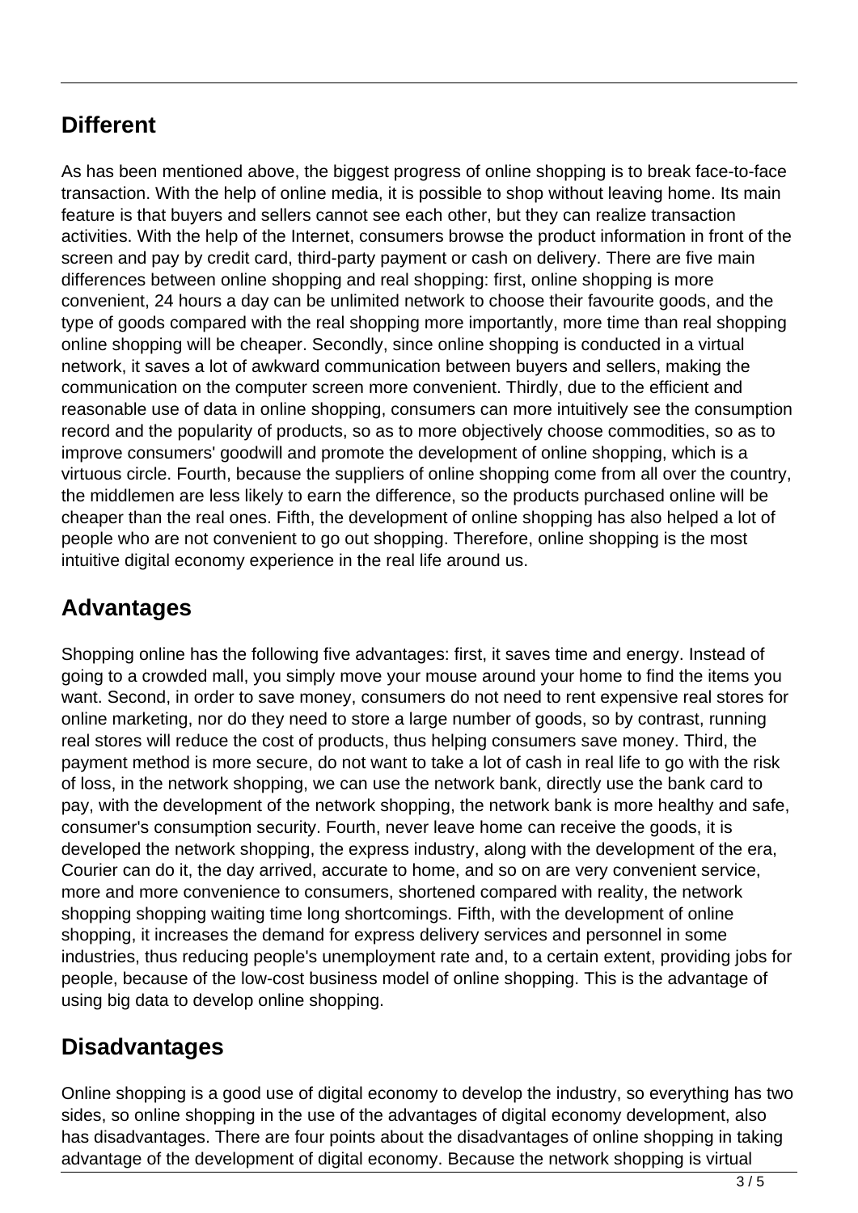## Different

As has been mentioned above, the biggest progress of online shopping is to break face-to-face transaction. With the help of online media, it is possible to shop without leaving home. Its main feature is that buyers and sellers cannot see each other, but they can realize transaction activities. With the help of the Internet, consumers browse the product information in front of the screen and pay by credit card, third-party payment or cash on delivery. There are five main differences between online shopping and real shopping: first, online shopping is more convenient, 24 hours a day can be unlimited network to choose their favourite goods, and the type of goods compared with the real shopping more importantly, more time than real shopping online shopping will be cheaper. Secondly, since online shopping is conducted in a virtual network, it saves a lot of awkward communication between buyers and sellers, making the communication on the computer screen more convenient. Thirdly, due to the efficient and reasonable use of data in online shopping, consumers can more intuitively see the consumption record and the popularity of products, so as to more objectively choose commodities, so as to improve consumers' goodwill and promote the development of online shopping, which is a virtuous circle. Fourth, because the suppliers of online shopping come from all over the country, the middlemen are less likely to earn the difference, so the products purchased online will be cheaper than the real ones. Fifth, the development of online shopping has also helped a lot of people who are not convenient to go out shopping. Therefore, online shopping is the most intuitive digital economy experience in the real life around us.

## Advantages

Shopping online has the following five advantages: first, it saves time and energy. Instead of going to a crowded mall, you simply move your mouse around your home to find the items you want. Second, in order to save money, consumers do not need to rent expensive real stores for online marketing, nor do they need to store a large number of goods, so by contrast, running real stores will reduce the cost of products, thus helping consumers save money. Third, the payment method is more secure, do not want to take a lot of cash in real life to go with the risk of loss, in the network shopping, we can use the network bank, directly use the bank card to pay, with the development of the network shopping, the network bank is more healthy and safe, consumer's consumption security. Fourth, never leave home can receive the goods, it is developed the network shopping, the express industry, along with the development of the era, Courier can do it, the day arrived, accurate to home, and so on are very convenient service, more and more convenience to consumers, shortened compared with reality, the network shopping shopping waiting time long shortcomings. Fifth, with the development of online shopping, it increases the demand for express delivery services and personnel in some industries, thus reducing people's unemployment rate and, to a certain extent, providing jobs for people, because of the low-cost business model of online shopping. This is the advantage of using big data to develop online shopping.

## Disadvantages

Online shopping is a good use of digital economy to develop the industry, so everything has two sides, so online shopping in the use of the advantages of digital economy development, also has disadvantages. There are four points about the disadvantages of online shopping in taking advantage of the development of digital economy. Because the network shopping is virtual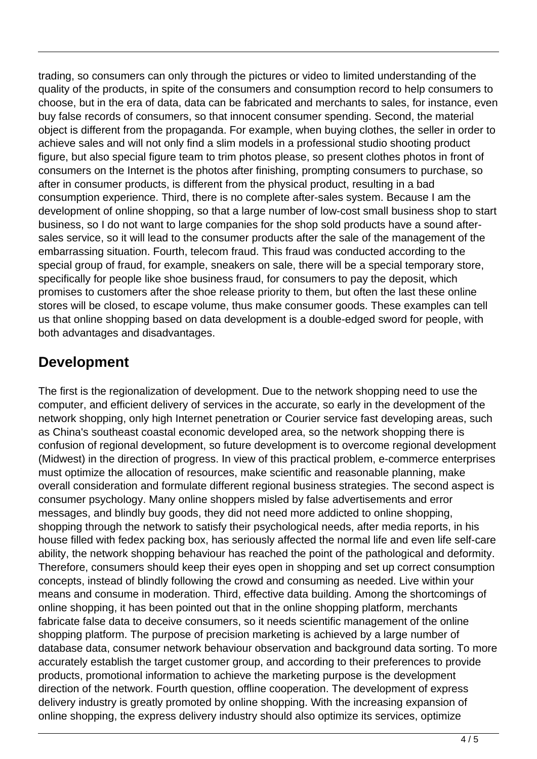trading, so consumers can only through the pictures or video to limited understanding of the quality of the products, in spite of the consumers and consumption record to help consumers to choose, but in the era of data, data can be fabricated and merchants to sales, for instance, even buy false records of consumers, so that innocent consumer spending. Second, the material object is different from the propaganda. For example, when buying clothes, the seller in order to achieve sales and will not only find a slim models in a professional studio shooting product figure, but also special figure team to trim photos please, so present clothes photos in front of consumers on the Internet is the photos after finishing, prompting consumers to purchase, so after in consumer products, is different from the physical product, resulting in a bad consumption experience. Third, there is no complete after-sales system. Because I am the development of online shopping, so that a large number of low-cost small business shop to start business, so I do not want to large companies for the shop sold products have a sound after-sales service, so it will lead to the consumer products after the sale of the management of the embarrassing situation. Fourth, telecom fraud. This fraud was conducted according to the special group of fraud, for example, sneakers on sale, there will be a special temporary store, specifically for people like shoe business fraud, for consumers to pay the deposit, which promises to customers after the shoe release priority to them, but often the last these online stores will be closed, to escape volume, thus make consumer goods. These examples can tell us that online shopping based on data development is a double-edged sword for people, with both advantages and disadvantages.

## Development

The first is the regionalization of development. Due to the network shopping need to use the computer, and efficient delivery of services in the accurate, so early in the development of the network shopping, only high Internet penetration or Courier service fast developing areas, such as China's southeast coastal economic developed area, so the network shopping there is confusion of regional development, so future development is to overcome regional development (Midwest) in the direction of progress. In view of this practical problem, e-commerce enterprises must optimize the allocation of resources, make scientific and reasonable planning, make overall consideration and formulate different regional business strategies. The second aspect is consumer psychology. Many online shoppers misled by false advertisements and error messages, and blindly buy goods, they did not need more addicted to online shopping, shopping through the network to satisfy their psychological needs, after media reports, in his house filled with fedex packing box, has seriously affected the normal life and even life self-care ability, the network shopping behaviour has reached the point of the pathological and deformity. Therefore, consumers should keep their eyes open in shopping and set up correct consumption concepts, instead of blindly following the crowd and consuming as needed. Live within your means and consume in moderation. Third, effective data building. Among the shortcomings of online shopping, it has been pointed out that in the online shopping platform, merchants fabricate false data to deceive consumers, so it needs scientific management of the online shopping platform. The purpose of precision marketing is achieved by a large number of database data, consumer network behaviour observation and background data sorting. To more accurately establish the target customer group, and according to their preferences to provide products, promotional information to achieve the marketing purpose is the development direction of the network. Fourth question, offline cooperation. The development of express delivery industry is greatly promoted by online shopping. With the increasing expansion of online shopping, the express delivery industry should also optimize its services, optimize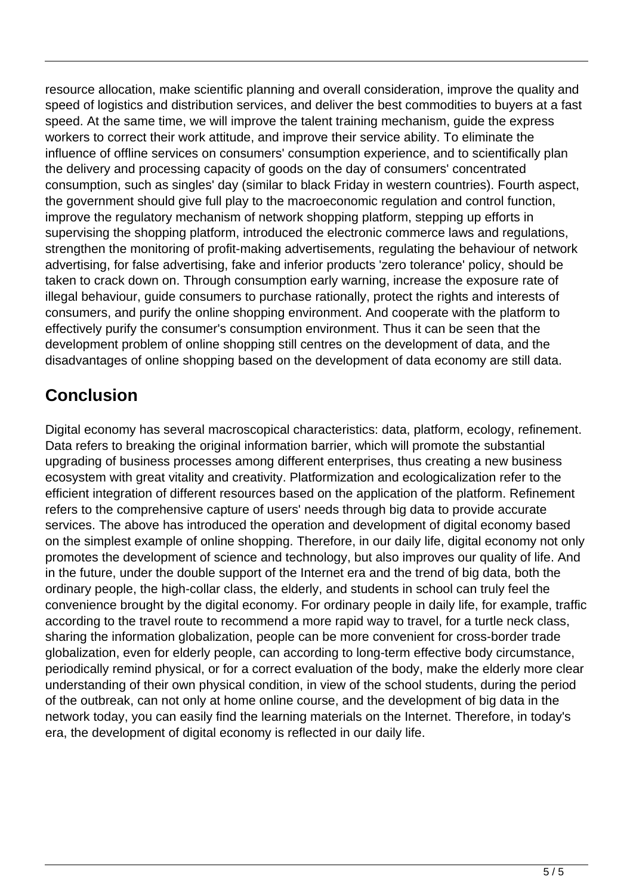resource allocation, make scientific planning and overall consideration, improve the quality and speed of logistics and distribution services, and deliver the best commodities to buyers at a fast speed. At the same time, we will improve the talent training mechanism, guide the express workers to correct their work attitude, and improve their service ability. To eliminate the influence of offline services on consumers' consumption experience, and to scientifically plan the delivery and processing capacity of goods on the day of consumers' concentrated consumption, such as singles' day (similar to black Friday in western countries). Fourth aspect, the government should give full play to the macroeconomic regulation and control function, improve the regulatory mechanism of network shopping platform, stepping up efforts in supervising the shopping platform, introduced the electronic commerce laws and regulations, strengthen the monitoring of profit-making advertisements, regulating the behaviour of network advertising, for false advertising, fake and inferior products 'zero tolerance' policy, should be taken to crack down on. Through consumption early warning, increase the exposure rate of illegal behaviour, guide consumers to purchase rationally, protect the rights and interests of consumers, and purify the online shopping environment. And cooperate with the platform to effectively purify the consumer's consumption environment. Thus it can be seen that the development problem of online shopping still centres on the development of data, and the disadvantages of online shopping based on the development of data economy are still data.

## Conclusion

Digital economy has several macroscopical characteristics: data, platform, ecology, refinement. Data refers to breaking the original information barrier, which will promote the substantial upgrading of business processes among different enterprises, thus creating a new business ecosystem with great vitality and creativity. Platformization and ecologicalization refer to the efficient integration of different resources based on the application of the platform. Refinement refers to the comprehensive capture of users' needs through big data to provide accurate services. The above has introduced the operation and development of digital economy based on the simplest example of online shopping. Therefore, in our daily life, digital economy not only promotes the development of science and technology, but also improves our quality of life. And in the future, under the double support of the Internet era and the trend of big data, both the ordinary people, the high-collar class, the elderly, and students in school can truly feel the convenience brought by the digital economy. For ordinary people in daily life, for example, traffic according to the travel route to recommend a more rapid way to travel, for a turtle neck class, sharing the information globalization, people can be more convenient for cross-border trade globalization, even for elderly people, can according to long-term effective body circumstance, periodically remind physical, or for a correct evaluation of the body, make the elderly more clear understanding of their own physical condition, in view of the school students, during the period of the outbreak, can not only at home online course, and the development of big data in the network today, you can easily find the learning materials on the Internet. Therefore, in today's era, the development of digital economy is reflected in our daily life.